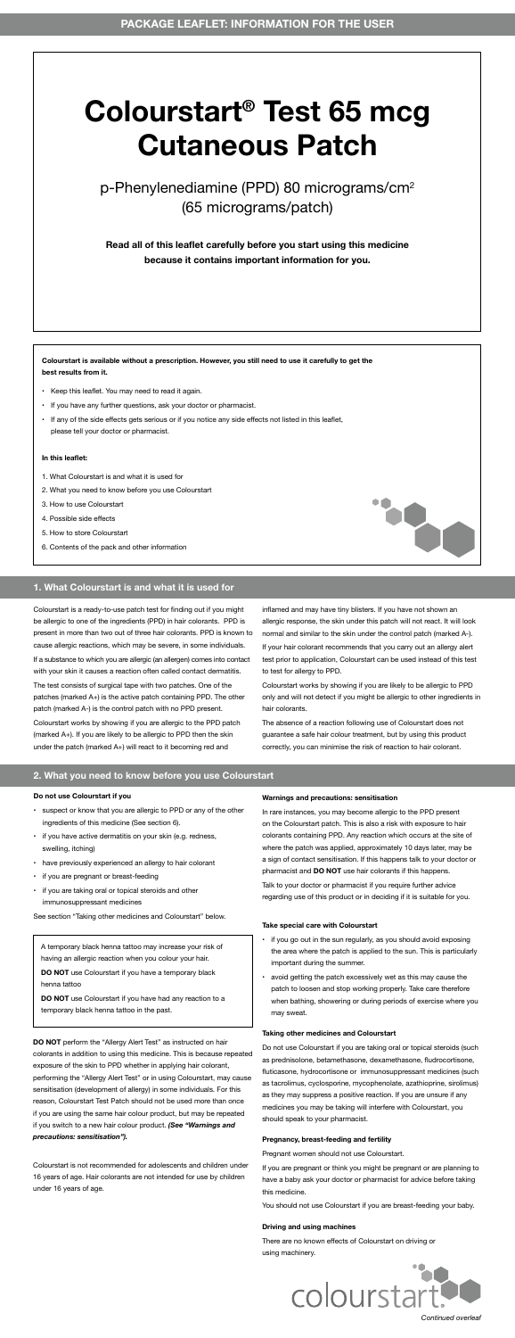# Colourstart® Test 65 mcg Cutaneous Patch

p-Phenylenediamine (PPD) 80 micrograms/cm$^2$
(65 micrograms/patch)

**Read all of this leaflet carefully before you start using this medicine because it contains important information for you.**

**Colourstart is available without a prescription. However, you still need to use it carefully to get the best results from it.**

- Keep this leaflet. You may need to read it again.
- If you have any further questions, ask your doctor or pharmacist.
- If any of the side effects gets serious or if you notice any side effects not listed in this leaflet, please tell your doctor or pharmacist.

**In this leaflet:**

1. What Colourstart is and what it is used for
2. What you need to know before you use Colourstart
3. How to use Colourstart
4. Possible side effects
5. How to store Colourstart
6. Contents of the pack and other information

## 1. What Colourstart is and what it is used for

Colourstart is a ready-to-use patch test for finding out if you might be allergic to one of the ingredients (PPD) in hair colorants. PPD is present in more than two out of three hair colorants. PPD is known to cause allergic reactions, which may be severe, in some individuals.

If a substance to which you are allergic (an allergen) comes into contact with your skin it causes a reaction often called contact dermatitis.

The test consists of surgical tape with two patches. One of the patches (marked A+) is the active patch containing PPD. The other patch (marked A-) is the control patch with no PPD present.

Colourstart works by showing if you are allergic to the PPD patch (marked A+). If you are likely to be allergic to PPD then the skin under the patch (marked A+) will react to it becoming red and inflamed and may have tiny blisters. If you have not shown an allergic response, the skin under this patch will not react. It will look normal and similar to the skin under the control patch (marked A-).

If your hair colorant recommends that you carry out an allergy alert test prior to application, Colourstart can be used instead of this test to test for allergy to PPD.

Colourstart works by showing if you are likely to be allergic to PPD only and will not detect if you might be allergic to other ingredients in hair colorants.

The absence of a reaction following use of Colourstart does not guarantee a safe hair colour treatment, but by using this product correctly, you can minimise the risk of reaction to hair colorant.

## 2. What you need to know before you use Colourstart

**Do not use Colourstart if you**

- suspect or know that you are allergic to PPD or any of the other ingredients of this medicine (See section 6).
- if you have active dermatitis on your skin (e.g. redness, swelling, itching)
- have previously experienced an allergy to hair colorant
- if you are pregnant or breast-feeding
- if you are taking oral or topical steroids and other immunosuppressant medicines

See section "Taking other medicines and Colourstart" below.

A temporary black henna tattoo may increase your risk of having an allergic reaction when you colour your hair.

**DO NOT** use Colourstart if you have a temporary black henna tattoo

**DO NOT** use Colourstart if you have had any reaction to a temporary black henna tattoo in the past.

**DO NOT** perform the "Allergy Alert Test" as instructed on hair colorants in addition to using this medicine. This is because repeated exposure of the skin to PPD whether in applying hair colorant, performing the "Allergy Alert Test" or in using Colourstart, may cause sensitisation (development of allergy) in some individuals. For this reason, Colourstart Test Patch should not be used more than once if you are using the same hair colour product, but may be repeated if you switch to a new hair colour product. ***(See "Warnings and precautions: sensitisation").***

Colourstart is not recommended for adolescents and children under 16 years of age. Hair colorants are not intended for use by children under 16 years of age.

**Warnings and precautions: sensitisation**

In rare instances, you may become allergic to the PPD present on the Colourstart patch. This is also a risk with exposure to hair colorants containing PPD. Any reaction which occurs at the site of where the patch was applied, approximately 10 days later, may be a sign of contact sensitisation. If this happens talk to your doctor or pharmacist and **DO NOT** use hair colorants if this happens.

Talk to your doctor or pharmacist if you require further advice regarding use of this product or in deciding if it is suitable for you.

**Take special care with Colourstart**

- if you go out in the sun regularly, as you should avoid exposing the area where the patch is applied to the sun. This is particularly important during the summer.
- avoid getting the patch excessively wet as this may cause the patch to loosen and stop working properly. Take care therefore when bathing, showering or during periods of exercise where you may sweat.

**Taking other medicines and Colourstart**

Do not use Colourstart if you are taking oral or topical steroids (such as prednisolone, betamethasone, dexamethasone, fludrocortisone, fluticasone, hydrocortisone or immunosuppressant medicines (such as tacrolimus, cyclosporine, mycophenolate, azathioprine, sirolimus) as they may suppress a positive reaction. If you are unsure if any medicines you may be taking will interfere with Colourstart, you should speak to your pharmacist.

**Pregnancy, breast-feeding and fertility**

Pregnant women should not use Colourstart.

If you are pregnant or think you might be pregnant or are planning to have a baby ask your doctor or pharmacist for advice before taking this medicine.

You should not use Colourstart if you are breast-feeding your baby.

**Driving and using machines**

There are no known effects of Colourstart on driving or using machinery.

colourstart

*Continued overleaf*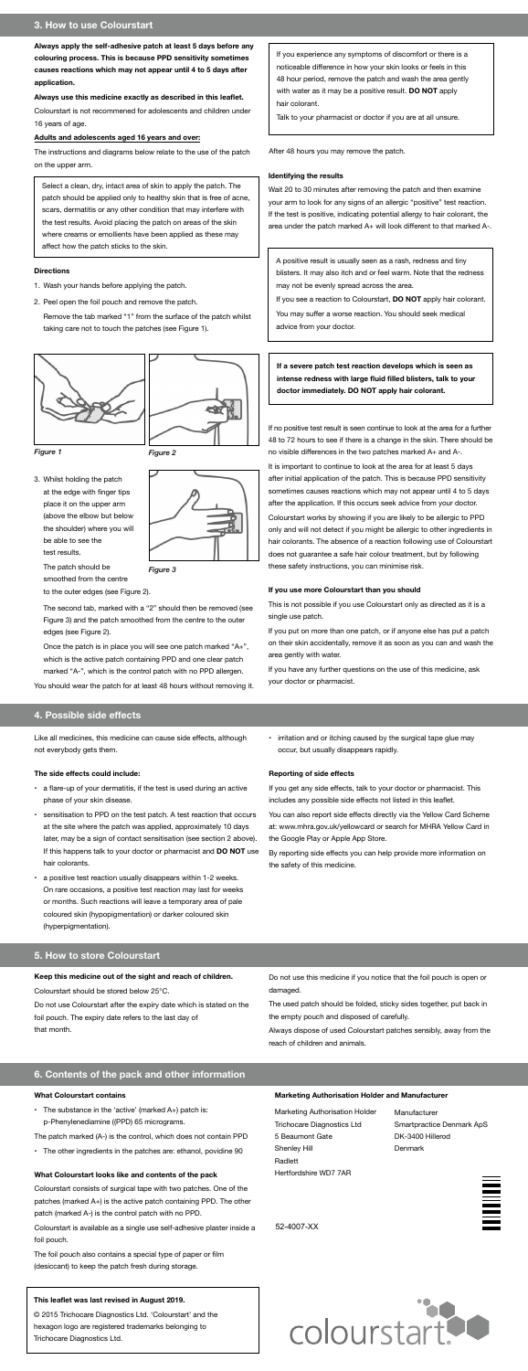## 3. How to use Colourstart

**Always apply the self-adhesive patch at least 5 days before any colouring process. This is because PPD sensitivity sometimes causes reactions which may not appear until 4 to 5 days after application.**

**Always use this medicine exactly as described in this leaflet.**

Colourstart is not recommended for adolescents and children under 16 years of age.

**Adults and adolescents aged 16 years and over:**

The instructions and diagrams below relate to the use of the patch on the upper arm.

Select a clean, dry, intact area of skin to apply the patch. The patch should be applied only to healthy skin that is free of acne, scars, dermatitis or any other condition that may interfere with the test results. Avoid placing the patch on areas of the skin where creams or emollients have been applied as these may affect how the patch sticks to the skin.

**Directions**

1. Wash your hands before applying the patch.
2. Peel open the foil pouch and remove the patch.

   Remove the tab marked "1" from the surface of the patch whilst taking care not to touch the patches (see Figure 1).

*Figure 1*

*Figure 2*

3. Whilst holding the patch at the edge with finger tips place it on the upper arm (above the elbow but below the shoulder) where you will be able to see the test results.

   The patch should be smoothed from the centre to the outer edges (see Figure 2).

*Figure 3*

The second tab, marked with a "2" should then be removed (see Figure 3) and the patch smoothed from the centre to the outer edges (see Figure 2).

Once the patch is in place you will see one patch marked "A+", which is the active patch containing PPD and one clear patch marked "A-", which is the control patch with no PPD allergen.

You should wear the patch for at least 48 hours without removing it.

If you experience any symptoms of discomfort or there is a noticeable difference in how your skin looks or feels in this 48 hour period, remove the patch and wash the area gently with water as it may be a positive result. **DO NOT** apply hair colorant.

Talk to your pharmacist or doctor if you are at all unsure.

After 48 hours you may remove the patch.

**Identifying the results**

Wait 20 to 30 minutes after removing the patch and then examine your arm to look for any signs of an allergic "positive" test reaction. If the test is positive, indicating potential allergy to hair colorant, the area under the patch marked A+ will look different to that marked A-.

A positive result is usually seen as a rash, redness and tiny blisters. It may also itch and or feel warm. Note that the redness may not be evenly spread across the area.

If you see a reaction to Colourstart, **DO NOT** apply hair colorant.

You may suffer a worse reaction. You should seek medical advice from your doctor.

**If a severe patch test reaction develops which is seen as intense redness with large fluid filled blisters, talk to your doctor immediately. DO NOT apply hair colorant.**

If no positive test result is seen continue to look at the area for a further 48 to 72 hours to see if there is a change in the skin. There should be no visible differences in the two patches marked A+ and A-.

It is important to continue to look at the area for at least 5 days after initial application of the patch. This is because PPD sensitivity sometimes causes reactions which may not appear until 4 to 5 days after the application. If this occurs seek advice from your doctor.

Colourstart works by showing if you are likely to be allergic to PPD only and will not detect if you might be allergic to other ingredients in hair colorants. The absence of a reaction following use of Colourstart does not guarantee a safe hair colour treatment, but by following these safety instructions, you can minimise risk.

**If you use more Colourstart than you should**

This is not possible if you use Colourstart only as directed as it is a single use patch.

If you put on more than one patch, or if anyone else has put a patch on their skin accidentally, remove it as soon as you can and wash the area gently with water.

If you have any further questions on the use of this medicine, ask your doctor or pharmacist.

## 4. Possible side effects

Like all medicines, this medicine can cause side effects, although not everybody gets them.

**The side effects could include:**

- a flare-up of your dermatitis, if the test is used during an active phase of your skin disease.
- sensitisation to PPD on the test patch. A test reaction that occurs at the site where the patch was applied, approximately 10 days later, may be a sign of contact sensitisation (see section 2 above). If this happens talk to your doctor or pharmacist and **DO NOT** use hair colorants.
- a positive test reaction usually disappears within 1-2 weeks. On rare occasions, a positive test reaction may last for weeks or months. Such reactions will leave a temporary area of pale coloured skin (hypopigmentation) or darker coloured skin (hyperpigmentation).
- irritation and or itching caused by the surgical tape glue may occur, but usually disappears rapidly.

**Reporting of side effects**

If you get any side effects, talk to your doctor or pharmacist. This includes any possible side effects not listed in this leaflet.

You can also report side effects directly via the Yellow Card Scheme at: www.mhra.gov.uk/yellowcard or search for MHRA Yellow Card in the Google Play or Apple App Store.

By reporting side effects you can help provide more information on the safety of this medicine.

## 5. How to store Colourstart

**Keep this medicine out of the sight and reach of children.**

Colourstart should be stored below 25°C.

Do not use Colourstart after the expiry date which is stated on the foil pouch. The expiry date refers to the last day of that month.

Do not use this medicine if you notice that the foil pouch is open or damaged.

The used patch should be folded, sticky sides together, put back in the empty pouch and disposed of carefully.

Always dispose of used Colourstart patches sensibly, away from the reach of children and animals.

## 6. Contents of the pack and other information

**What Colourstart contains**

- The substance in the 'active' (marked A+) patch is: p-Phenylenediamine ((PPD) 65 micrograms.

The patch marked (A-) is the control, which does not contain PPD

- The other ingredients in the patches are: ethanol, povidine 90

**What Colourstart looks like and contents of the pack**

Colourstart consists of surgical tape with two patches. One of the patches (marked A+) is the active patch containing PPD. The other patch (marked A-) is the control patch with no PPD.

Colourstart is available as a single use self-adhesive plaster inside a foil pouch.

The foil pouch also contains a special type of paper or film (desiccant) to keep the patch fresh during storage.

**Marketing Authorisation Holder and Manufacturer**

Marketing Authorisation Holder
Trichocare Diagnostics Ltd
5 Beaumont Gate
Shenley Hill
Radlett
Hertfordshire WD7 7AR

Manufacturer
Smartpractice Denmark ApS
DK-3400 Hillerod
Denmark

52-4007-XX

**This leaflet was last revised in August 2019.**

© 2015 Trichocare Diagnostics Ltd. 'Colourstart' and the hexagon logo are registered trademarks belonging to Trichocare Diagnostics Ltd.

colourstart